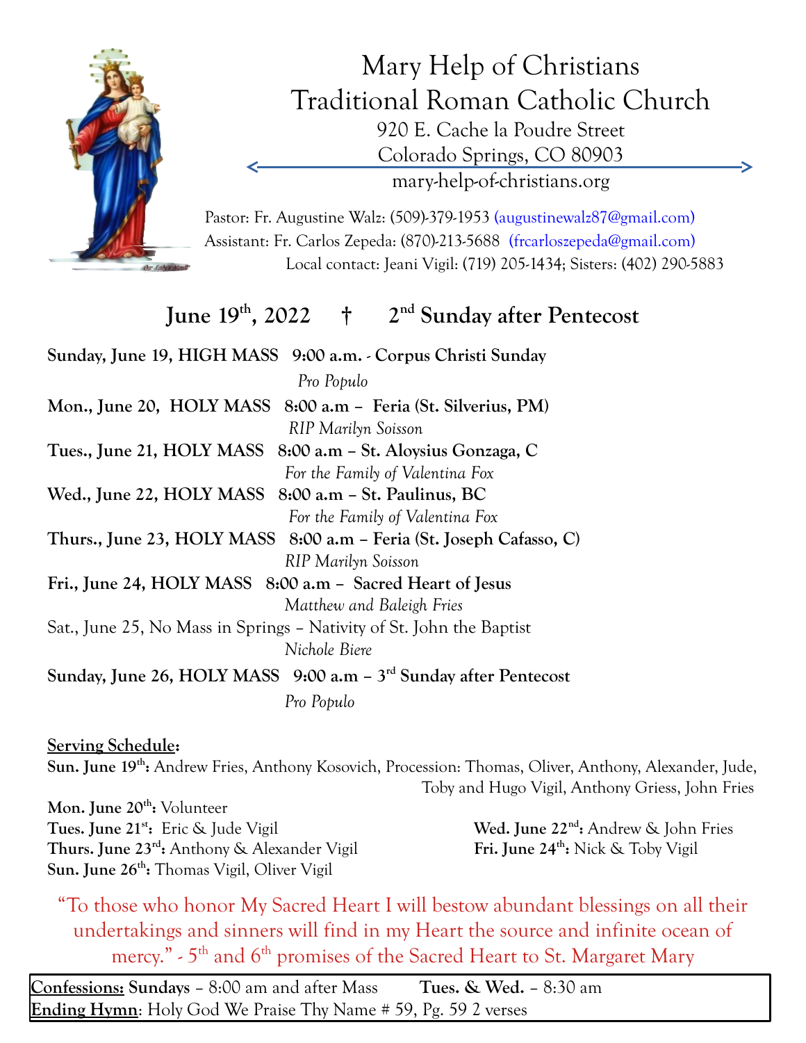# Mary Help of Christians
# Traditional Roman Catholic Church

920 E. Cache la Poudre Street
Colorado Springs, CO 80903
mary-help-of-christians.org

Pastor: Fr. Augustine Walz: (509)-379-1953 (augustinewalz87@gmail.com)
Assistant: Fr. Carlos Zepeda: (870)-213-5688 (frcarloszepeda@gmail.com)
Local contact: Jeani Vigil: (719) 205-1434; Sisters: (402) 290-5883

## June 19th, 2022 † 2nd Sunday after Pentecost

**Sunday, June 19, HIGH MASS 9:00 a.m. - Corpus Christi Sunday**
*Pro Populo*

**Mon., June 20, HOLY MASS 8:00 a.m – Feria (St. Silverius, PM)**
*RIP Marilyn Soisson*

**Tues., June 21, HOLY MASS 8:00 a.m – St. Aloysius Gonzaga, C**
*For the Family of Valentina Fox*

**Wed., June 22, HOLY MASS 8:00 a.m – St. Paulinus, BC**
*For the Family of Valentina Fox*

**Thurs., June 23, HOLY MASS 8:00 a.m – Feria (St. Joseph Cafasso, C)**
*RIP Marilyn Soisson*

**Fri., June 24, HOLY MASS 8:00 a.m – Sacred Heart of Jesus**
*Matthew and Baleigh Fries*

Sat., June 25, No Mass in Springs – Nativity of St. John the Baptist
*Nichole Biere*

**Sunday, June 26, HOLY MASS 9:00 a.m – 3rd Sunday after Pentecost**
*Pro Populo*

**Serving Schedule:**

**Sun. June 19th:** Andrew Fries, Anthony Kosovich, Procession: Thomas, Oliver, Anthony, Alexander, Jude, Toby and Hugo Vigil, Anthony Griess, John Fries

**Mon. June 20th:** Volunteer

**Tues. June 21st:** Eric & Jude Vigil

**Wed. June 22nd:** Andrew & John Fries

**Thurs. June 23rd:** Anthony & Alexander Vigil

**Fri. June 24th:** Nick & Toby Vigil

**Sun. June 26th:** Thomas Vigil, Oliver Vigil

"To those who honor My Sacred Heart I will bestow abundant blessings on all their undertakings and sinners will find in my Heart the source and infinite ocean of mercy." - 5th and 6th promises of the Sacred Heart to St. Margaret Mary

**Confessions: Sundays** – 8:00 am and after Mass **Tues. & Wed.** – 8:30 am
**Ending Hymn**: Holy God We Praise Thy Name # 59, Pg. 59 2 verses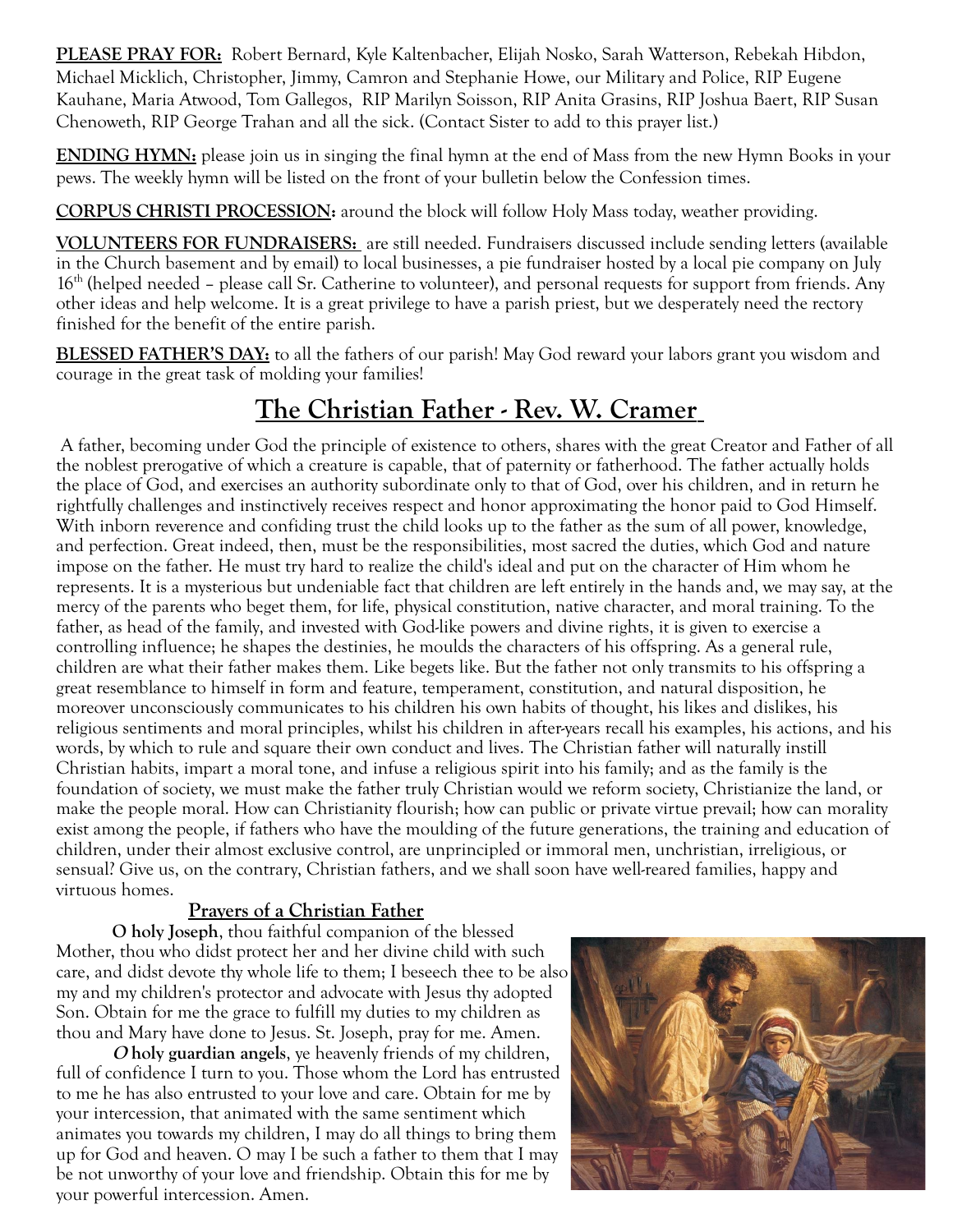**PLEASE PRAY FOR:** Robert Bernard, Kyle Kaltenbacher, Elijah Nosko, Sarah Watterson, Rebekah Hibdon, Michael Micklich, Christopher, Jimmy, Camron and Stephanie Howe, our Military and Police, RIP Eugene Kauhane, Maria Atwood, Tom Gallegos, RIP Marilyn Soisson, RIP Anita Grasins, RIP Joshua Baert, RIP Susan Chenoweth, RIP George Trahan and all the sick. (Contact Sister to add to this prayer list.)

**ENDING HYMN:** please join us in singing the final hymn at the end of Mass from the new Hymn Books in your pews. The weekly hymn will be listed on the front of your bulletin below the Confession times.

**CORPUS CHRISTI PROCESSION:** around the block will follow Holy Mass today, weather providing.

**VOLUNTEERS FOR FUNDRAISERS:** are still needed. Fundraisers discussed include sending letters (available in the Church basement and by email) to local businesses, a pie fundraiser hosted by a local pie company on July 16th (helped needed – please call Sr. Catherine to volunteer), and personal requests for support from friends. Any other ideas and help welcome. It is a great privilege to have a parish priest, but we desperately need the rectory finished for the benefit of the entire parish.

**BLESSED FATHER'S DAY:** to all the fathers of our parish! May God reward your labors grant you wisdom and courage in the great task of molding your families!

# The Christian Father - Rev. W. Cramer

A father, becoming under God the principle of existence to others, shares with the great Creator and Father of all the noblest prerogative of which a creature is capable, that of paternity or fatherhood. The father actually holds the place of God, and exercises an authority subordinate only to that of God, over his children, and in return he rightfully challenges and instinctively receives respect and honor approximating the honor paid to God Himself. With inborn reverence and confiding trust the child looks up to the father as the sum of all power, knowledge, and perfection. Great indeed, then, must be the responsibilities, most sacred the duties, which God and nature impose on the father. He must try hard to realize the child's ideal and put on the character of Him whom he represents. It is a mysterious but undeniable fact that children are left entirely in the hands and, we may say, at the mercy of the parents who beget them, for life, physical constitution, native character, and moral training. To the father, as head of the family, and invested with God-like powers and divine rights, it is given to exercise a controlling influence; he shapes the destinies, he moulds the characters of his offspring. As a general rule, children are what their father makes them. Like begets like. But the father not only transmits to his offspring a great resemblance to himself in form and feature, temperament, constitution, and natural disposition, he moreover unconsciously communicates to his children his own habits of thought, his likes and dislikes, his religious sentiments and moral principles, whilst his children in after-years recall his examples, his actions, and his words, by which to rule and square their own conduct and lives. The Christian father will naturally instill Christian habits, impart a moral tone, and infuse a religious spirit into his family; and as the family is the foundation of society, we must make the father truly Christian would we reform society, Christianize the land, or make the people moral. How can Christianity flourish; how can public or private virtue prevail; how can morality exist among the people, if fathers who have the moulding of the future generations, the training and education of children, under their almost exclusive control, are unprincipled or immoral men, unchristian, irreligious, or sensual? Give us, on the contrary, Christian fathers, and we shall soon have well-reared families, happy and virtuous homes.

## Prayers of a Christian Father

**O holy Joseph**, thou faithful companion of the blessed Mother, thou who didst protect her and her divine child with such care, and didst devote thy whole life to them; I beseech thee to be also my and my children's protector and advocate with Jesus thy adopted Son. Obtain for me the grace to fulfill my duties to my children as thou and Mary have done to Jesus. St. Joseph, pray for me. Amen.

***O* holy guardian angels**, ye heavenly friends of my children, full of confidence I turn to you. Those whom the Lord has entrusted to me he has also entrusted to your love and care. Obtain for me by your intercession, that animated with the same sentiment which animates you towards my children, I may do all things to bring them up for God and heaven. O may I be such a father to them that I may be not unworthy of your love and friendship. Obtain this for me by your powerful intercession. Amen.